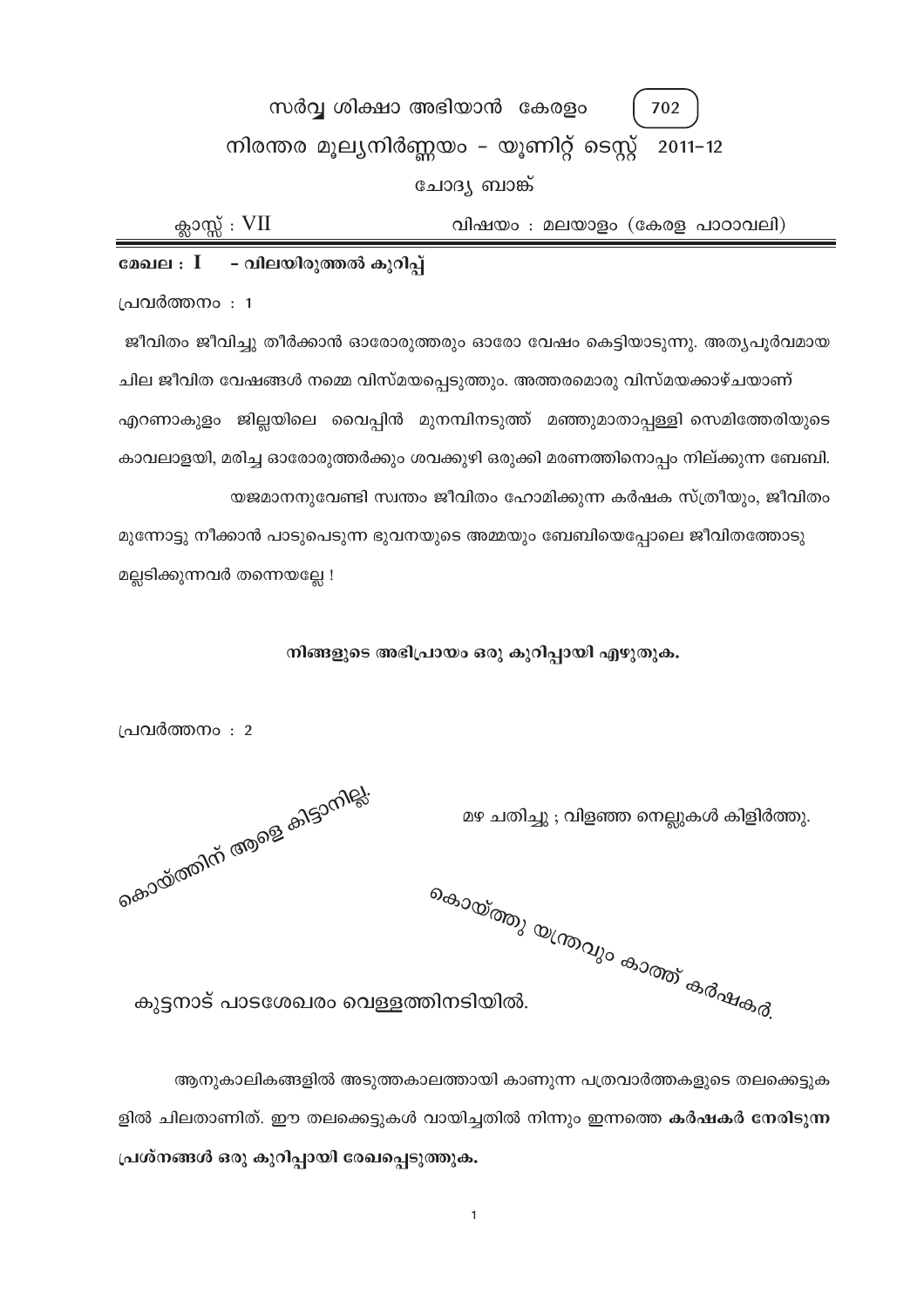# സർവ്വ ശിക്ഷാ അഭിയാൻ കേരളം (702)

## നിരന്തര മൂല്യനിർണ്ണയം - യൂണിറ്റ് ടെസ്റ്റ് 2011-12

### ചോദ്യ ബാങ്ക്

ക്ലാസ്സ് : VII — വിഷയം : മലയാളം (കേരള പാഠാവലി)

**മേഖല : I - വിലയിരുത്തൽ കുറിപ്പ്**

പ്രവർത്തനം : 1

ജീവിതം ജീവിച്ചു തീർക്കാൻ ഓരോരുത്തരും ഓരോ വേഷം കെട്ടിയാടുന്നു. അത്യപൂർവമായ ചില ജീവിത വേഷങ്ങൾ നമ്മെ വിസ്മയപ്പെടുത്തും. അത്തരമൊരു വിസ്മയക്കാഴ്ചയാണ് എറണാകുളം ജില്ലയിലെ വൈപ്പിൻ മുനമ്പിനടുത്ത് മഞ്ഞുമാതാപ്പള്ളി സെമിത്തേരിയുടെ കാവലാളയി, മരിച്ച ഓരോരുത്തർക്കും ശവക്കുഴി ഒരുക്കി മരണത്തിനൊപ്പം നില്ക്കുന്ന ബേബി. യജമാനനുവേണ്ടി സ്വന്തം ജീവിതം ഹോമിക്കുന്ന കർഷക സ്ത്രീയും, ജീവിതം മുന്നോട്ടു നീക്കാൻ പാടുപെടുന്ന ഭുവനയുടെ അമ്മയും ബേബിയെപ്പോലെ ജീവിതത്തോടു മല്ലടിക്കുന്നവർ തന്നെയല്ലേ !

**നിങ്ങളുടെ അഭിപ്രായം ഒരു കുറിപ്പായി എഴുതുക.**

പ്രവർത്തനം : 2

കൊയ്ത്തിന് ആളെ കിട്ടാനില്ല.

മഴ ചതിച്ചു ; വിളഞ്ഞ നെല്ലുകൾ കിളിർത്തു.

കൊയ്ത്തു യന്ത്രവും കാത്ത് കർഷകർ.

കുട്ടനാട് പാടശേഖരം വെള്ളത്തിനടിയിൽ.

ആനുകാലികങ്ങളിൽ അടുത്തകാലത്തായി കാണുന്ന പത്രവാർത്തകളുടെ തലക്കെട്ടുകളിൽ ചിലതാണിത്. ഈ തലക്കെട്ടുകൾ വായിച്ചതിൽ നിന്നും ഇന്നത്തെ **കർഷകർ നേരിടുന്ന പ്രശ്നങ്ങൾ ഒരു കുറിപ്പായി രേഖപ്പെടുത്തുക.**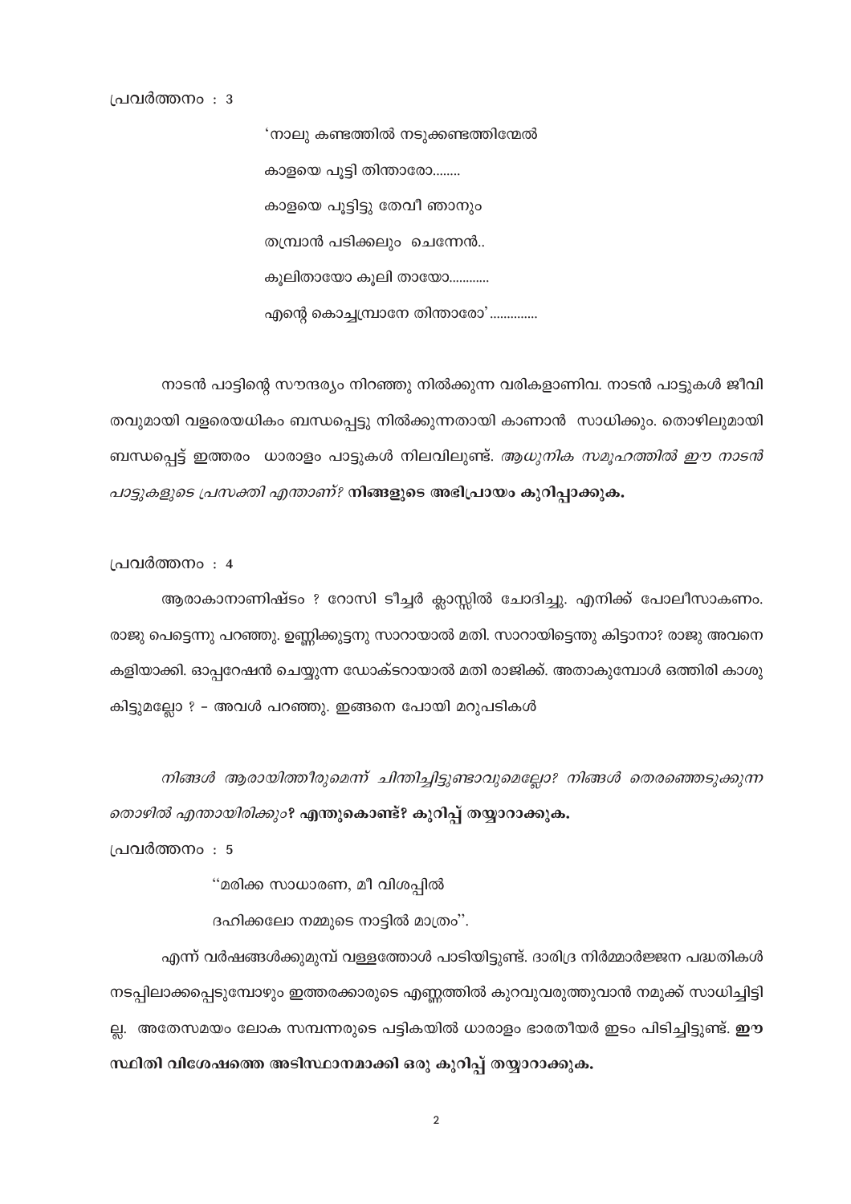പ്രവർത്തനം : 3

'നാലു കണ്ടത്തിൽ നടുക്കണ്ടത്തിന്മേൽ

കാളയെ പൂട്ടി തിന്താരോ........

കാളയെ പൂട്ടിട്ടു തേവീ ഞാനും

തമ്പ്രാൻ പടിക്കലും ചെന്നേൻ..

കൂലിതായോ കൂലി തായോ............

എന്റെ കൊച്ചമ്പ്രാനേ തിന്താരോ'..............

നാടൻ പാട്ടിന്റെ സൗന്ദര്യം നിറഞ്ഞു നിൽക്കുന്ന വരികളാണിവ. നാടൻ പാട്ടുകൾ ജീവിതവുമായി വളരെയധികം ബന്ധപ്പെട്ടു നിൽക്കുന്നതായി കാണാൻ സാധിക്കും. തൊഴിലുമായി ബന്ധപ്പെട്ട് ഇത്തരം ധാരാളം പാട്ടുകൾ നിലവിലുണ്ട്. *ആധുനിക സമൂഹത്തിൽ ഈ നാടൻ പാട്ടുകളുടെ പ്രസക്തി എന്താണ്?* **നിങ്ങളുടെ അഭിപ്രായം കുറിപ്പാക്കുക.**

പ്രവർത്തനം : 4

ആരാകാനാണിഷ്ടം ? റോസി ടീച്ചർ ക്ലാസ്സിൽ ചോദിച്ചു. എനിക്ക് പോലീസാകണം. രാജു പെട്ടെന്നു പറഞ്ഞു. ഉണ്ണിക്കുട്ടനു സാറായാൽ മതി. സാറായിട്ടെന്തു കിട്ടാനാ? രാജു അവനെ കളിയാക്കി. ഓപ്പറേഷൻ ചെയ്യുന്ന ഡോക്ടറായാൽ മതി രാജിക്ക്. അതാകുമ്പോൾ ഒത്തിരി കാശു കിട്ടുമല്ലോ ? - അവൾ പറഞ്ഞു. ഇങ്ങനെ പോയി മറുപടികൾ

*നിങ്ങൾ ആരായിത്തീരുമെന്ന് ചിന്തിച്ചിട്ടുണ്ടാവുമെല്ലോ? നിങ്ങൾ തെരഞ്ഞെടുക്കുന്ന തൊഴിൽ എന്തായിരിക്കും?* **എന്തുകൊണ്ട്? കുറിപ്പ് തയ്യാറാക്കുക.**

പ്രവർത്തനം : 5

''മരിക്ക സാധാരണ, മീ വിശപ്പിൽ

ദഹിക്കലോ നമ്മുടെ നാട്ടിൽ മാത്രം''.

എന്ന് വർഷങ്ങൾക്കുമുമ്പ് വള്ളത്തോൾ പാടിയിട്ടുണ്ട്. ദാരിദ്ര നിർമ്മാർജ്ജന പദ്ധതികൾ നടപ്പിലാക്കപ്പെടുമ്പോഴും ഇത്തരക്കാരുടെ എണ്ണത്തിൽ കുറവുവരുത്തുവാൻ നമുക്ക് സാധിച്ചിട്ടില്ല. അതേസമയം ലോക സമ്പന്നരുടെ പട്ടികയിൽ ധാരാളം ഭാരതീയർ ഇടം പിടിച്ചിട്ടുണ്ട്. **ഈ സ്ഥിതി വിശേഷത്തെ അടിസ്ഥാനമാക്കി ഒരു കുറിപ്പ് തയ്യാറാക്കുക.**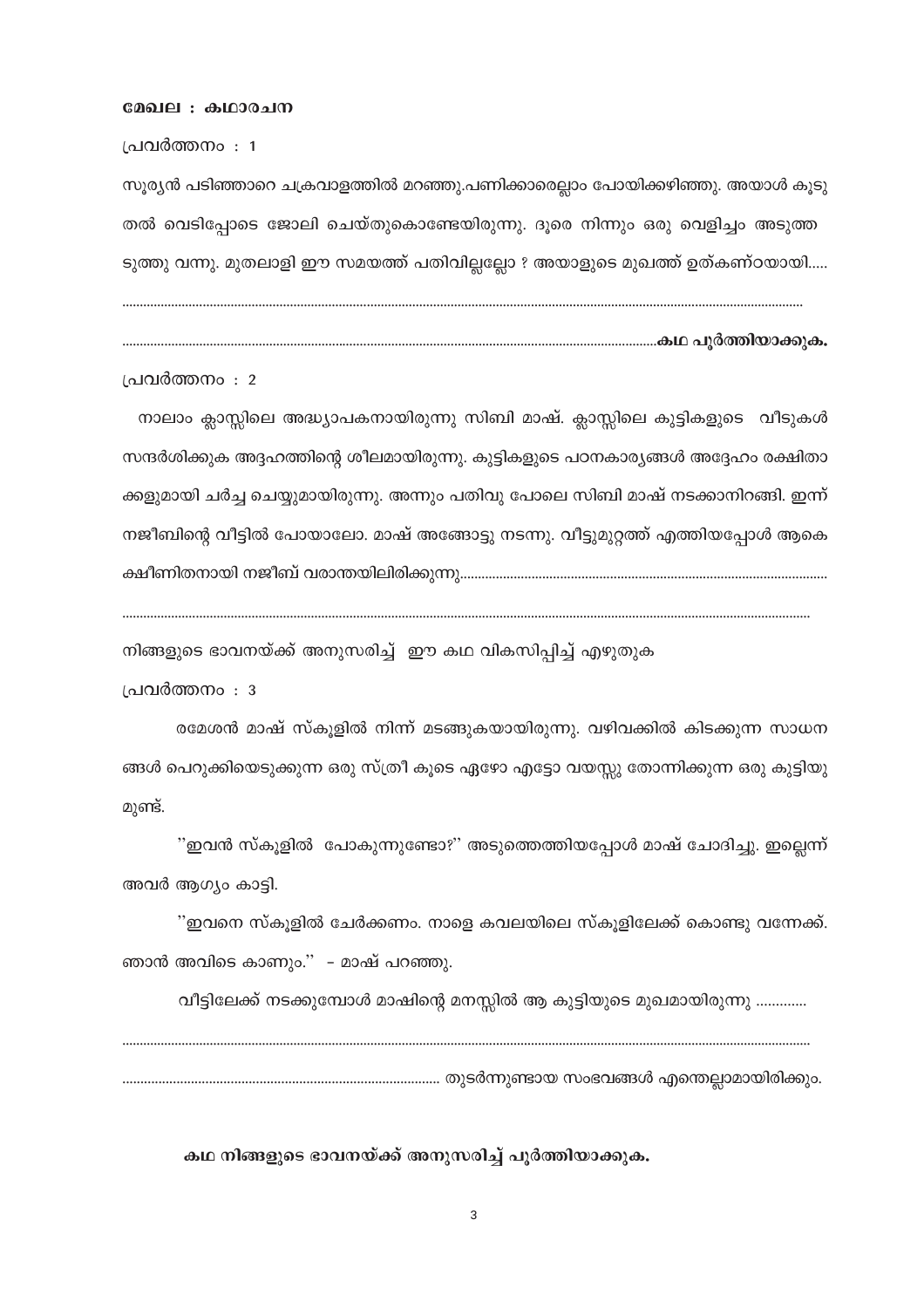**മേഖല : കഥാരചന**

പ്രവർത്തനം : 1

സൂര്യൻ പടിഞ്ഞാറെ ചക്രവാളത്തിൽ മറഞ്ഞു.പണിക്കാരെല്ലാം പോയിക്കഴിഞ്ഞു. അയാൾ കൂടുതൽ വെടിപ്പോടെ ജോലി ചെയ്തുകൊണ്ടേയിരുന്നു. ദൂരെ നിന്നും ഒരു വെളിച്ചം അടുത്തടുത്തു വന്നു. മുതലാളി ഈ സമയത്ത് പതിവില്ലല്ലോ ? അയാളുടെ മുഖത്ത് ഉത്കണ്ഠയായി.....

..........................................................................................................................................................................

..........................................................................................................................................**കഥ പൂർത്തിയാക്കുക.**

പ്രവർത്തനം : 2

നാലാം ക്ലാസ്സിലെ അദ്ധ്യാപകനായിരുന്നു സിബി മാഷ്. ക്ലാസ്സിലെ കുട്ടികളുടെ വീടുകൾ സന്ദർശിക്കുക അദ്ദഹത്തിന്റെ ശീലമായിരുന്നു. കുട്ടികളുടെ പഠനകാര്യങ്ങൾ അദ്ദേഹം രക്ഷിതാക്കളുമായി ചർച്ച ചെയ്യുമായിരുന്നു. അന്നും പതിവു പോലെ സിബി മാഷ് നടക്കാനിറങ്ങി. ഇന്ന് നജീബിന്റെ വീട്ടിൽ പോയാലോ. മാഷ് അങ്ങോട്ടു നടന്നു. വീട്ടുമുറ്റത്ത് എത്തിയപ്പോൾ ആകെ ക്ഷീണിതനായി നജീബ് വരാന്തയിലിരിക്കുന്നു......................................................................................................

..........................................................................................................................................................................

നിങ്ങളുടെ ഭാവനയ്ക്ക് അനുസരിച്ച് ഈ കഥ വികസിപ്പിച്ച് എഴുതുക

പ്രവർത്തനം : 3

രമേശൻ മാഷ് സ്കൂളിൽ നിന്ന് മടങ്ങുകയായിരുന്നു. വഴിവക്കിൽ കിടക്കുന്ന സാധനങ്ങൾ പെറുക്കിയെടുക്കുന്ന ഒരു സ്ത്രീ കൂടെ ഏഴോ എട്ടോ വയസ്സു തോന്നിക്കുന്ന ഒരു കുട്ടിയുമുണ്ട്.

''ഇവൻ സ്കൂളിൽ പോകുന്നുണ്ടോ?'' അടുത്തെത്തിയപ്പോൾ മാഷ് ചോദിച്ചു. ഇല്ലെന്ന് അവർ ആഗ്യം കാട്ടി.

''ഇവനെ സ്കൂളിൽ ചേർക്കണം. നാളെ കവലയിലെ സ്കൂളിലേക്ക് കൊണ്ടു വന്നേക്ക്. ഞാൻ അവിടെ കാണും.'' - മാഷ് പറഞ്ഞു.

വീട്ടിലേക്ക് നടക്കുമ്പോൾ മാഷിന്റെ മനസ്സിൽ ആ കുട്ടിയുടെ മുഖമായിരുന്നു .............

..........................................................................................................................................................................

........................................................................................ തുടർന്നുണ്ടായ സംഭവങ്ങൾ എന്തെല്ലാമായിരിക്കും.

**കഥ നിങ്ങളുടെ ഭാവനയ്ക്ക് അനുസരിച്ച് പൂർത്തിയാക്കുക.**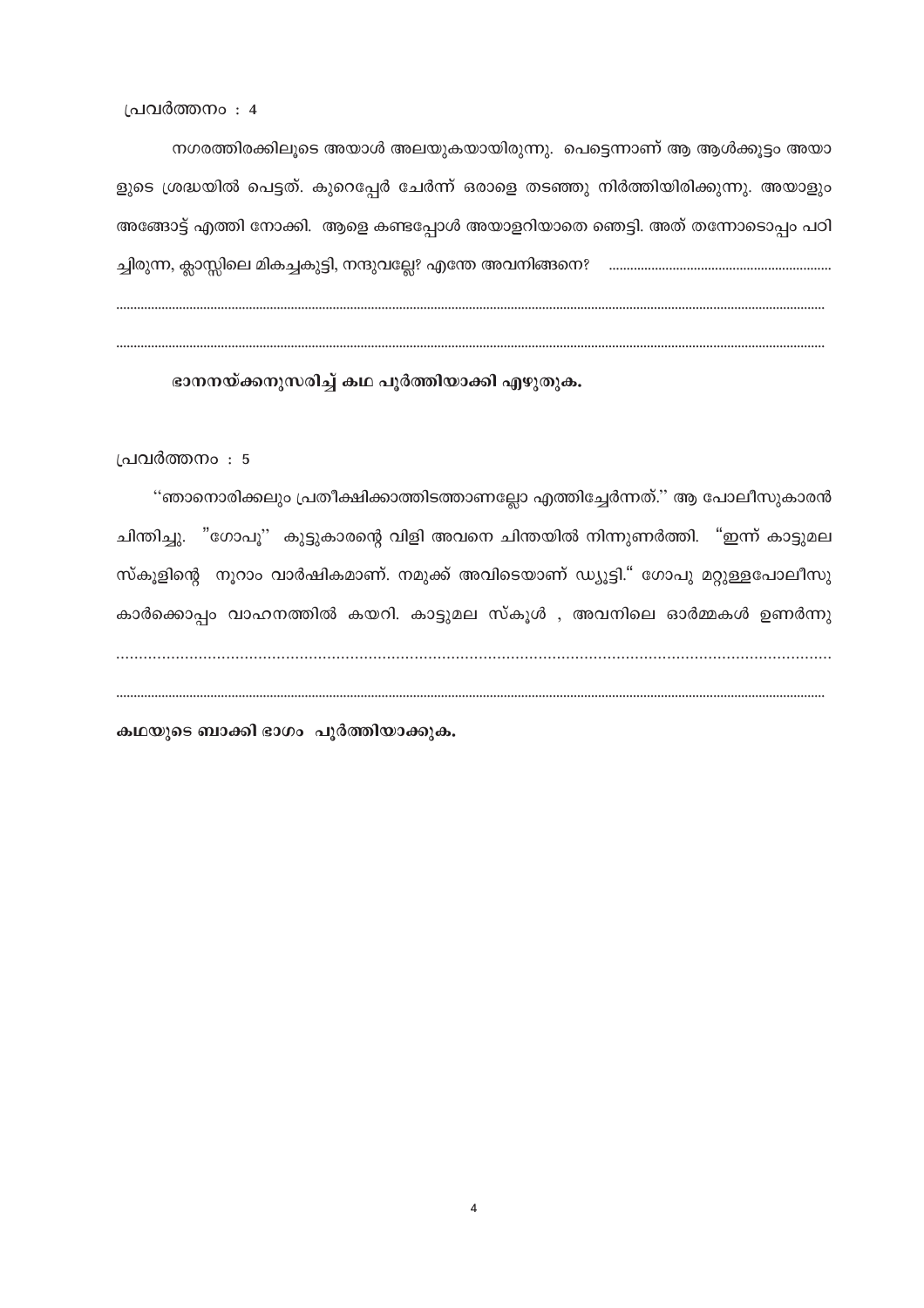പ്രവർത്തനം : 4

നഗരത്തിരക്കിലൂടെ അയാൾ അലയുകയായിരുന്നു. പെട്ടെന്നാണ് ആ ആൾക്കൂട്ടം അയാളുടെ ശ്രദ്ധയിൽ പെട്ടത്. കുറെപ്പേർ ചേർന്ന് ഒരാളെ തടഞ്ഞു നിർത്തിയിരിക്കുന്നു. അയാളും അങ്ങോട്ട് എത്തി നോക്കി. ആളെ കണ്ടപ്പോൾ അയാളറിയാതെ ഞെട്ടി. അത് തന്നോടൊപ്പം പഠിച്ചിരുന്ന, ക്ലാസ്സിലെ മികച്ചകുട്ടി, നന്ദുവല്ലേ? എന്തേ അവനിങ്ങനെ? ..............................................................

...............................................................................................................................................................

...............................................................................................................................................................

**ഭാവനയ്ക്കനുസരിച്ച് കഥ പൂർത്തിയാക്കി എഴുതുക.**

പ്രവർത്തനം : 5

''ഞാനൊരിക്കലും പ്രതീക്ഷിക്കാത്തിടത്താണല്ലോ എത്തിച്ചേർന്നത്.'' ആ പോലീസുകാരൻ ചിന്തിച്ചു. ''ഗോപൂ'' കൂട്ടുകാരന്റെ വിളി അവനെ ചിന്തയിൽ നിന്നുണർത്തി. ''ഇന്ന് കാട്ടുമല സ്കൂളിന്റെ നൂറാം വാർഷികമാണ്. നമുക്ക് അവിടെയാണ് ഡ്യൂട്ടി.'' ഗോപു മറ്റുള്ളപോലീസുകാർക്കൊപ്പം വാഹനത്തിൽ കയറി. കാട്ടുമല സ്കൂൾ , അവനിലെ ഓർമ്മകൾ ഉണർന്നു

...............................................................................................................................................................

...............................................................................................................................................................

**കഥയുടെ ബാക്കി ഭാഗം പൂർത്തിയാക്കുക.**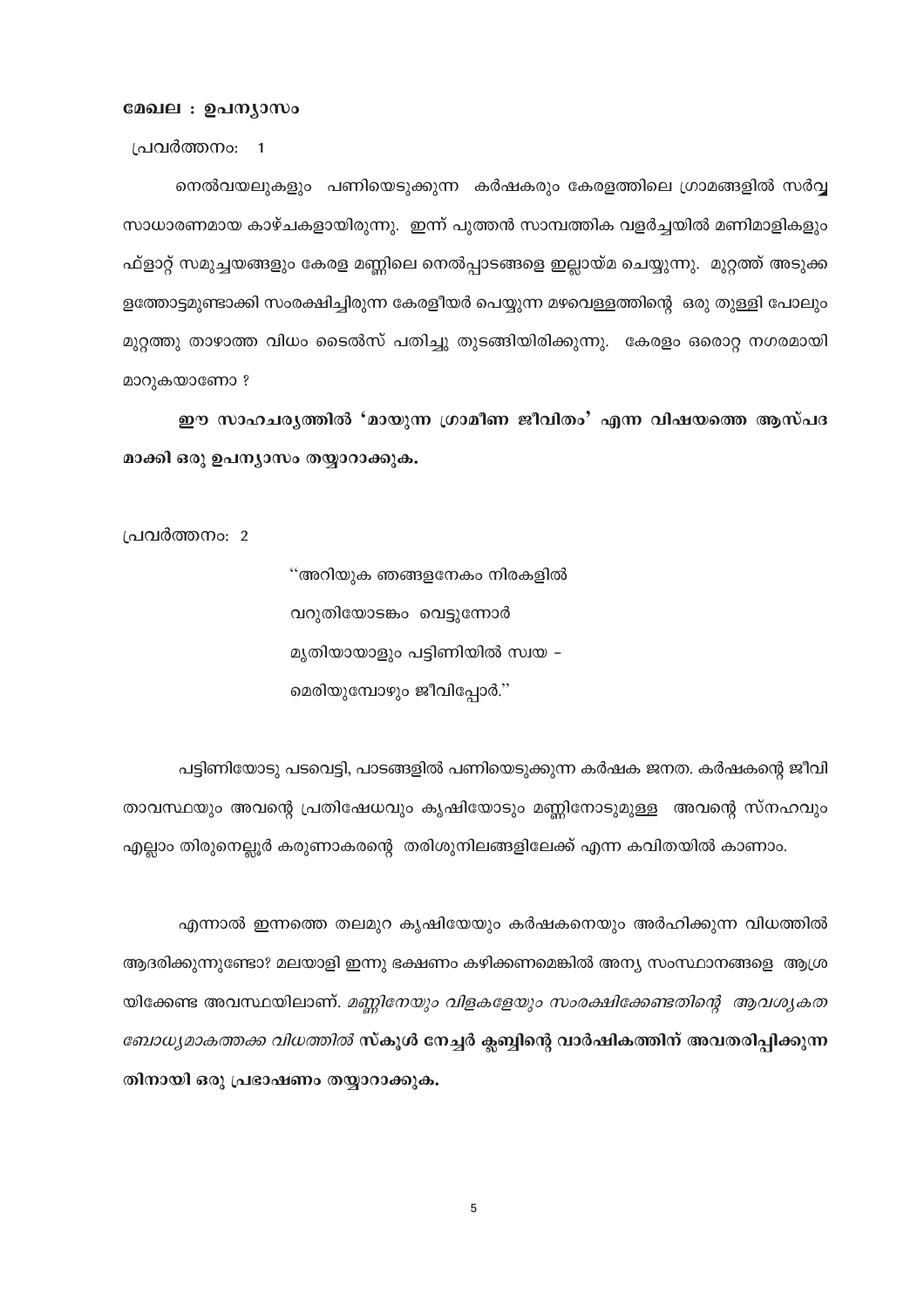**മേഖല : ഉപന്യാസം**

പ്രവർത്തനം: 1

നെൽവയലുകളും പണിയെടുക്കുന്ന കർഷകരും കേരളത്തിലെ ഗ്രാമങ്ങളിൽ സർവ്വ സാധാരണമായ കാഴ്ചകളായിരുന്നു. ഇന്ന് പുത്തൻ സാമ്പത്തിക വളർച്ചയിൽ മണിമാളികളും ഫ്ളാറ്റ് സമുച്ചയങ്ങളും കേരള മണ്ണിലെ നെൽപ്പാടങ്ങളെ ഇല്ലായ്മ ചെയ്യുന്നു. മുറ്റത്ത് അടുക്കളത്തോട്ടമുണ്ടാക്കി സംരക്ഷിച്ചിരുന്ന കേരളീയർ പെയ്യുന്ന മഴവെള്ളത്തിന്റെ ഒരു തുള്ളി പോലും മുറ്റത്തു താഴാത്ത വിധം ടൈൽസ് പതിച്ചു തുടങ്ങിയിരിക്കുന്നു. കേരളം ഒരൊറ്റ നഗരമായി മാറുകയാണോ ?

**ഈ സാഹചര്യത്തിൽ 'മായുന്ന ഗ്രാമീണ ജീവിതം' എന്ന വിഷയത്തെ ആസ്പദമാക്കി ഒരു ഉപന്യാസം തയ്യാറാക്കുക.**

പ്രവർത്തനം: 2

''അറിയുക ഞങ്ങളനേകം നിരകളിൽ
വറുതിയോടങ്കം വെട്ടുന്നോർ
മൃതിയായാലും പട്ടിണിയിൽ സ്വയ -
മെരിയുമ്പോഴും ജീവിപ്പോർ.''

പട്ടിണിയോടു പടവെട്ടി, പാടങ്ങളിൽ പണിയെടുക്കുന്ന കർഷക ജനത. കർഷകന്റെ ജീവിതാവസ്ഥയും അവന്റെ പ്രതിഷേധവും കൃഷിയോടും മണ്ണിനോടുമുള്ള അവന്റെ സ്നഹവും എല്ലാം തിരുനെല്ലൂർ കരുണാകരന്റെ തരിശുനിലങ്ങളിലേക്ക് എന്ന കവിതയിൽ കാണാം.

എന്നാൽ ഇന്നത്തെ തലമുറ കൃഷിയേയും കർഷകനെയും അർഹിക്കുന്ന വിധത്തിൽ ആദരിക്കുന്നുണ്ടോ? മലയാളി ഇന്നു ഭക്ഷണം കഴിക്കണമെങ്കിൽ അന്യ സംസ്ഥാനങ്ങളെ ആശ്രയിക്കേണ്ട അവസ്ഥയിലാണ്. *മണ്ണിനേയും വിളകളേയും സംരക്ഷിക്കേണ്ടതിന്റെ ആവശ്യകത ബോധ്യമാകത്തക്ക വിധത്തിൽ* **സ്കൂൾ നേച്ചർ ക്ലബ്ബിന്റെ വാർഷികത്തിന് അവതരിപ്പിക്കുന്നതിനായി ഒരു പ്രഭാഷണം തയ്യാറാക്കുക.**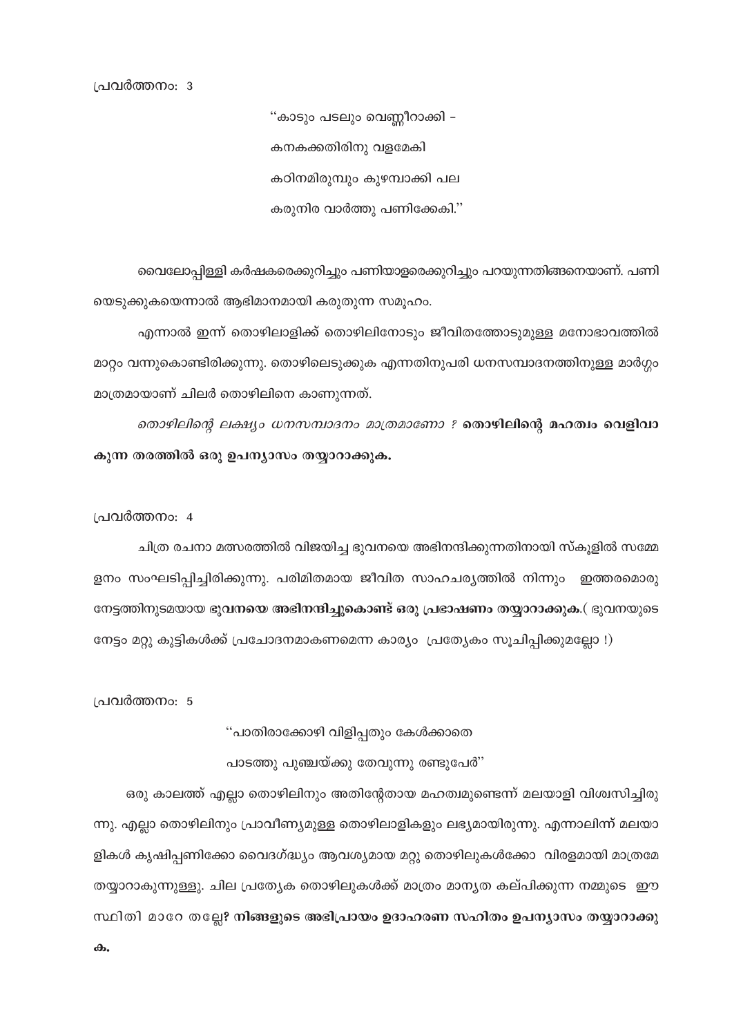പ്രവർത്തനം: 3

> "കാടും പടലും വെണ്ണീറാക്കി -
> കനകക്കതിരിനു വളമേകി
> കഠിനമിരുമ്പും കുഴമ്പാക്കി പല
> കരുനിര വാർത്തു പണിക്കേകി."

വൈലോപ്പിള്ളി കർഷകരെക്കുറിച്ചും പണിയാളരെക്കുറിച്ചും പറയുന്നതിങ്ങനെയാണ്. പണിയെടുക്കുകയെന്നാൽ ആഭിമാനമായി കരുതുന്ന സമൂഹം.

എന്നാൽ ഇന്ന് തൊഴിലാളിക്ക് തൊഴിലിനോടും ജീവിതത്തോടുമുള്ള മനോഭാവത്തിൽ മാറ്റം വന്നുകൊണ്ടിരിക്കുന്നു. തൊഴിലെടുക്കുക എന്നതിനുപരി ധനസമ്പാദനത്തിനുള്ള മാർഗ്ഗം മാത്രമായാണ് ചിലർ തൊഴിലിനെ കാണുന്നത്.

*തൊഴിലിന്റെ ലക്ഷ്യം ധനസമ്പാദനം മാത്രമാണോ ?* **തൊഴിലിന്റെ മഹത്വം വെളിവാകുന്ന തരത്തിൽ ഒരു ഉപന്യാസം തയ്യാറാക്കുക.**

പ്രവർത്തനം: 4

ചിത്ര രചനാ മത്സരത്തിൽ വിജയിച്ച ഭുവനയെ അഭിനന്ദിക്കുന്നതിനായി സ്കൂളിൽ സമ്മേളനം സംഘടിപ്പിച്ചിരിക്കുന്നു. പരിമിതമായ ജീവിത സാഹചര്യത്തിൽ നിന്നും ഇത്തരമൊരു നേട്ടത്തിനുടമയായ **ഭുവനയെ അഭിനന്ദിച്ചുകൊണ്ട് ഒരു പ്രഭാഷണം തയ്യാറാക്കുക**.( ഭുവനയുടെ നേട്ടം മറ്റു കുട്ടികൾക്ക് പ്രചോദനമാകണമെന്ന കാര്യം പ്രത്യേകം സൂചിപ്പിക്കുമല്ലോ !)

പ്രവർത്തനം: 5

> "പാതിരാക്കോഴി വിളിപ്പതും കേൾക്കാതെ
> പാടത്തു പുഞ്ചയ്ക്കു തേവുന്നു രണ്ടുപേർ"

ഒരു കാലത്ത് എല്ലാ തൊഴിലിനും അതിന്റേതായ മഹത്വമുണ്ടെന്ന് മലയാളി വിശ്വസിച്ചിരുന്നു. എല്ലാ തൊഴിലിനും പ്രാവീണ്യമുള്ള തൊഴിലാളികളും ലഭ്യമായിരുന്നു. എന്നാലിന്ന് മലയാളികൾ കൃഷിപ്പണിക്കോ വൈദഗ്ദ്ധ്യം ആവശ്യമായ മറ്റു തൊഴിലുകൾക്കോ വിരളമായി മാത്രമേ തയ്യാറാകുന്നുള്ളു. ചില പ്രത്യേക തൊഴിലുകൾക്ക് മാത്രം മാന്യത കല്പിക്കുന്ന നമ്മുടെ ഈ സ്ഥിതി മാറേ തല്ലേ? **നിങ്ങളുടെ അഭിപ്രായം ഉദാഹരണ സഹിതം ഉപന്യാസം തയ്യാറാക്കുക.**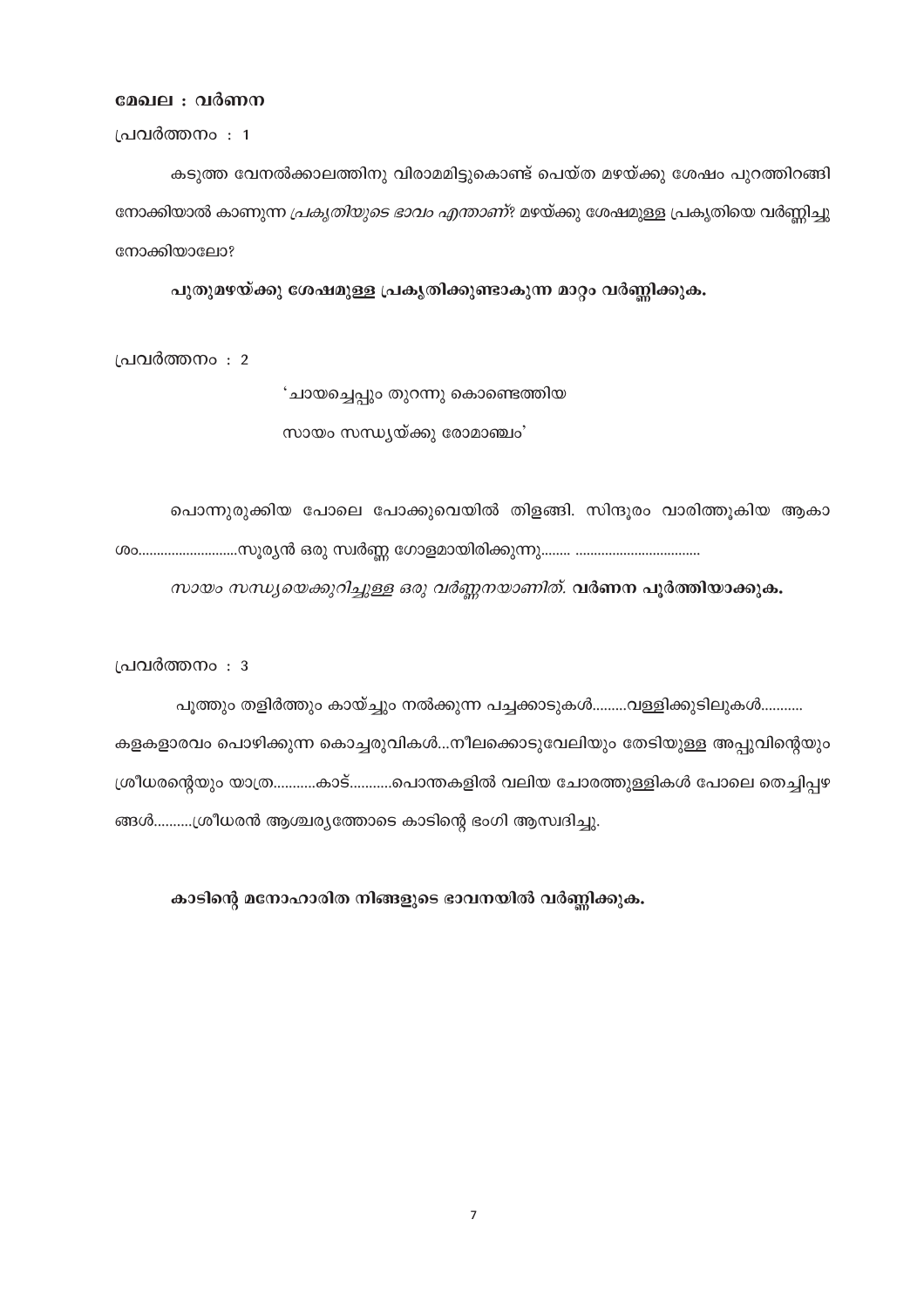**മേഖല : വർണന**

പ്രവർത്തനം : 1

കടുത്ത വേനൽക്കാലത്തിനു വിരാമമിട്ടുകൊണ്ട് പെയ്ത മഴയ്ക്കു ശേഷം പുറത്തിറങ്ങി നോക്കിയാൽ കാണുന്ന *പ്രകൃതിയുടെ ഭാവം എന്താണ്*? മഴയ്ക്കു ശേഷമുള്ള പ്രകൃതിയെ വർണ്ണിച്ചു നോക്കിയാലോ?

**പുതുമഴയ്ക്കു ശേഷമുള്ള പ്രകൃതിക്കുണ്ടാകുന്ന മാറ്റം വർണ്ണിക്കുക.**

പ്രവർത്തനം : 2

'ചായച്ചെപ്പും തുറന്നു കൊണ്ടെത്തിയ
സായം സന്ധ്യയ്ക്കു രോമാഞ്ചം'

പൊന്നുരുക്കിയ പോലെ പോക്കുവെയിൽ തിളങ്ങി. സിന്ദൂരം വാരിത്തൂകിയ ആകാശം..........................സൂര്യൻ ഒരു സ്വർണ്ണ ഗോളമായിരിക്കുന്നു........ ..................................

*സായം സന്ധ്യയെക്കുറിച്ചുള്ള ഒരു വർണ്ണനയാണിത്.* **വർണന പൂർത്തിയാക്കുക.**

പ്രവർത്തനം : 3

പൂത്തും തളിർത്തും കായ്ച്ചും നൽക്കുന്ന പച്ചക്കാടുകൾ.........വള്ളിക്കുടിലുകൾ........... കളകളാരവം പൊഴിക്കുന്ന കൊച്ചരുവികൾ...നീലക്കൊടുവേലിയും തേടിയുള്ള അപ്പുവിന്റെയും ശ്രീധരന്റെയും യാത്ര...........കാട്...........പൊന്തകളിൽ വലിയ ചോരത്തുള്ളികൾ പോലെ തെച്ചിപ്പഴങ്ങൾ..........ശ്രീധരൻ ആശ്ചര്യത്തോടെ കാടിന്റെ ഭംഗി ആസ്വദിച്ചു.

**കാടിന്റെ മനോഹാരിത നിങ്ങളുടെ ഭാവനയിൽ വർണ്ണിക്കുക.**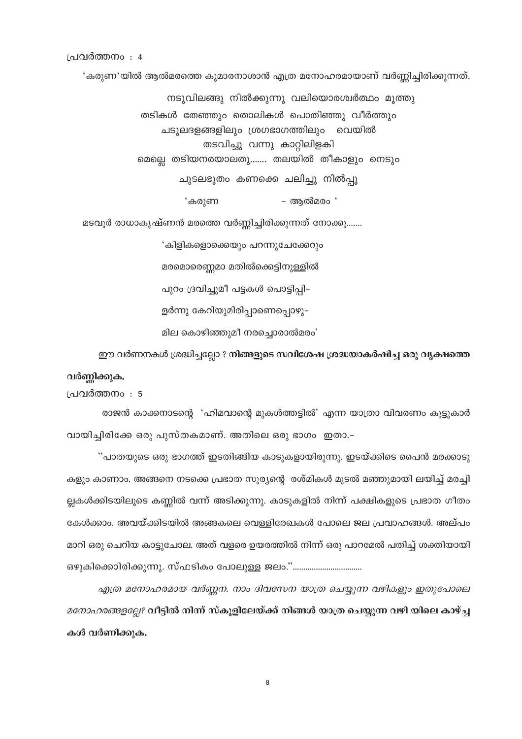പ്രവർത്തനം : 4

'കരുണ'യിൽ ആൽമരത്തെ കുമാരനാശാൻ എത്ര മനോഹരമായാണ് വർണ്ണിച്ചിരിക്കുന്നത്.

നടുവിലങ്ങു നിൽക്കുന്നു വലിയൊരശ്വർത്ഥം മൂത്തു  
തടികൾ തേഞ്ഞും തൊലികൾ പൊതിഞ്ഞു വീർത്തും  
ചടുലദളങ്ങളിലും ശ്രഗഭാഗത്തിലും വെയിൽ  
തടവിച്ചു വന്നു കാറ്റിലിളകി  
മെല്ലെ തടിയനരയാലതു....... തലയിൽ തീകാളും നെടും  
ചുടലഭൂതം കണക്കെ ചലിച്ചു നിൽപ്പൂ

'കരുണ - ആൽമരം '

മടവൂർ രാധാകൃഷ്ണൻ മരത്തെ വർണ്ണിച്ചിരിക്കുന്നത് നോക്കൂ.......

'കിളികളൊക്കെയും പറന്നുചേക്കേറും  
മരമൊരെണ്ണമാ മതിൽക്കെട്ടിനുള്ളിൽ  
പുറം ദ്രവിച്ചുമീ പട്ടകൾ പൊട്ടിപ്പി-  
ളർന്നു കേറിയുമിരിപ്പാണെപ്പൊഴു-  
മില കൊഴിഞ്ഞുമീ നരച്ചൊരാൽമരം'

ഈ വർണനകൾ ശ്രദ്ധിച്ചല്ലോ ? **നിങ്ങളുടെ സവിശേഷ ശ്രദ്ധയാകർഷിച്ച ഒരു വൃക്ഷത്തെ വർണ്ണിക്കുക.**

പ്രവർത്തനം : 5

രാജൻ കാക്കനാടന്റെ 'ഹിമവാന്റെ മുകൾത്തട്ടിൽ' എന്ന യാത്രാ വിവരണം കൂട്ടുകാർ വായിച്ചിരിക്കേ ഒരു പുസ്തകമാണ്. അതിലെ ഒരു ഭാഗം ഇതാ.-

''പാതയുടെ ഒരു ഭാഗത്ത് ഇടതിങ്ങിയ കാടുകളായിരുന്നു. ഇടയ്ക്കിടെ പൈൻ മരക്കാടുകളും കാണാം. അങ്ങനെ നടക്കെ പ്രഭാത സൂര്യന്റെ രശ്മികൾ മൂടൽ മഞ്ഞുമായി ലയിച്ച് മരച്ചില്ലകൾക്കിടയിലൂടെ കണ്ണിൽ വന്ന് അടിക്കുന്നു. കാടുകളിൽ നിന്ന് പക്ഷികളുടെ പ്രഭാത ഗീതം കേൾക്കാം. അവയ്ക്കിടയിൽ അങ്ങകലെ വെള്ളിരേഖകൾ പോലെ ജല പ്രവാഹങ്ങൾ. അല്പം മാറി ഒരു ചെറിയ കാട്ടുചോല. അത് വളരെ ഉയരത്തിൽ നിന്ന് ഒരു പാറമേൽ പതിച്ച് ശക്തിയായി ഒഴുകിക്കൊരിക്കുന്നു. സ്ഫടികം പോലുള്ള ജലം.''................................

*എത്ര മനോഹരമായ വർണ്ണന. നാം ദിവസേന യാത്ര ചെയ്യുന്ന വഴികളും ഇതുപോലെ മനോഹരങ്ങളല്ലേ?* **വീട്ടിൽ നിന്ന് സ്കൂളിലേയ്ക്ക് നിങ്ങൾ യാത്ര ചെയ്യുന്ന വഴി യിലെ കാഴ്ച്ചകൾ വർണിക്കുക.**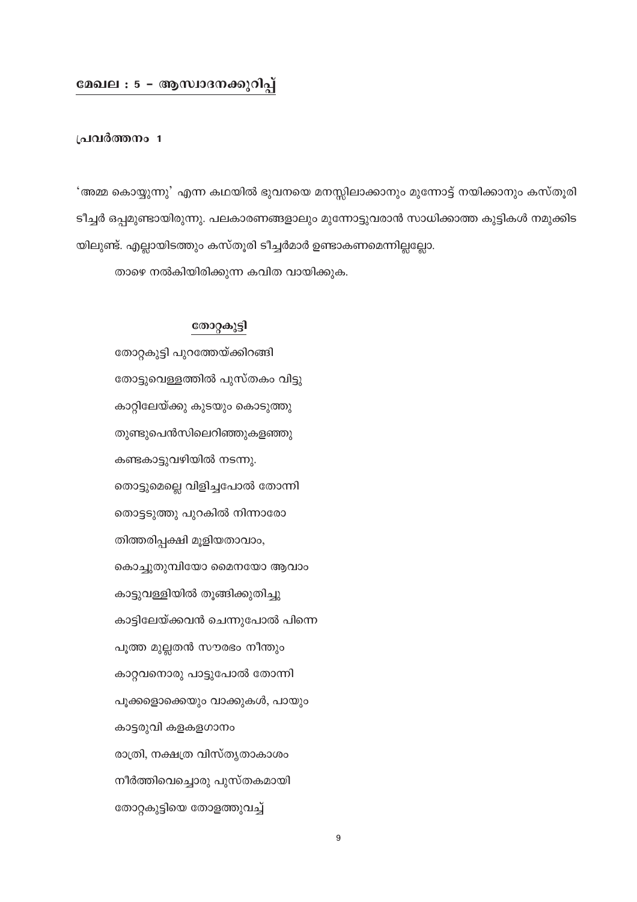## മേഖല : 5 – ആസ്വാദനക്കുറിപ്പ്

**പ്രവർത്തനം 1**

'അമ്മ കൊയ്യുന്നു' എന്ന കഥയിൽ ഭുവനയെ മനസ്സിലാക്കാനും മുന്നോട്ട് നയിക്കാനും കസ്തൂരി ടീച്ചർ ഒപ്പമുണ്ടായിരുന്നു. പലകാരണങ്ങളാലും മുന്നോട്ടുവരാൻ സാധിക്കാത്ത കുട്ടികൾ നമുക്കിടയിലുണ്ട്. എല്ലായിടത്തും കസ്തൂരി ടീച്ചർമാർ ഉണ്ടാകണമെന്നില്ലല്ലോ.

താഴെ നൽകിയിരിക്കുന്ന കവിത വായിക്കുക.

**തോറ്റകുട്ടി**

തോറ്റകുട്ടി പുറത്തേയ്ക്കിറങ്ങി
തോട്ടുവെള്ളത്തിൽ പുസ്തകം വിട്ടു
കാറ്റിലേയ്ക്കു കുടയും കൊടുത്തു
തുണ്ടുപെൻസിലെറിഞ്ഞുകളഞ്ഞു
കണ്ടകാട്ടുവഴിയിൽ നടന്നു.
തൊട്ടുമെല്ലെ വിളിച്ചപോൽ തോന്നി
തൊട്ടടുത്തു പുറകിൽ നിന്നാരോ
തിത്തരിപ്പക്ഷി മൂളിയതാവാം,
കൊച്ചുതുമ്പിയോ മൈനയോ ആവാം
കാട്ടുവള്ളിയിൽ തൂങ്ങിക്കുതിച്ചു
കാട്ടിലേയ്ക്കവൻ ചെന്നുപോൽ പിന്നെ
പൂത്ത മുല്ലതൻ സൗരഭം നീന്തും
കാറ്റവനൊരു പാട്ടുപോൽ തോന്നി
പൂക്കളൊക്കെയും വാക്കുകൾ, പായും
കാട്ടരുവി കളകളഗാനം
രാത്രി, നക്ഷത്ര വിസ്തൃതാകാശം
നീർത്തിവെച്ചൊരു പുസ്തകമായി
തോറ്റകുട്ടിയെ തോളത്തുവച്ച്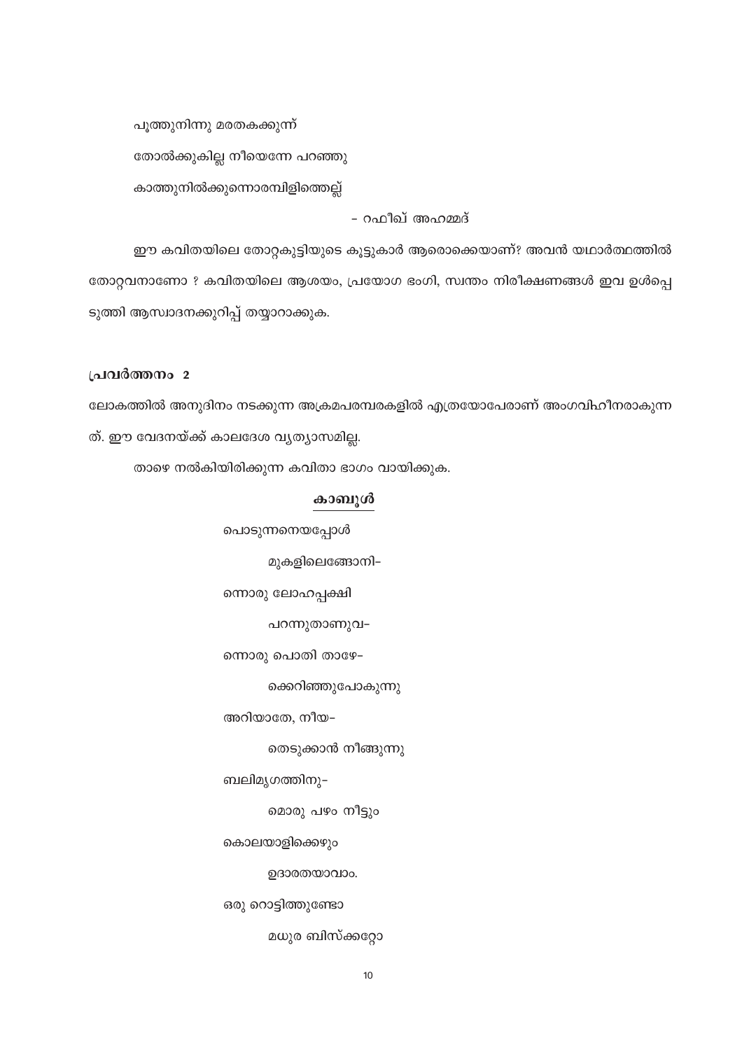പൂത്തുനിന്നു മരതകക്കുന്ന്

തോൽക്കുകില്ല നീയെന്നേ പറഞ്ഞു

കാത്തുനിൽക്കുന്നൊരമ്പിളിത്തെല്ല്

- റഫീഖ് അഹമ്മദ്

ഈ കവിതയിലെ തോറ്റകുട്ടിയുടെ കൂട്ടുകാർ ആരൊക്കെയാണ്? അവൻ യഥാർത്ഥത്തിൽ തോറ്റവനാണോ ? കവിതയിലെ ആശയം, പ്രയോഗ ഭംഗി, സ്വന്തം നിരീക്ഷണങ്ങൾ ഇവ ഉൾപ്പെടുത്തി ആസ്വാദനക്കുറിപ്പ് തയ്യാറാക്കുക.

**പ്രവർത്തനം 2**

ലോകത്തിൽ അനുദിനം നടക്കുന്ന അക്രമപരമ്പരകളിൽ എത്രയോപേരാണ് അംഗവിഹീനരാകുന്നത്. ഈ വേദനയ്ക്ക് കാലദേശ വ്യത്യാസമില്ല.

താഴെ നൽകിയിരിക്കുന്ന കവിതാ ഭാഗം വായിക്കുക.

**കാബൂൾ**

പൊടുന്നനെയപ്പോൾ

മുകളിലെങ്ങോനി-

ന്നൊരു ലോഹപ്പക്ഷി

പറന്നുതാണുവ-

ന്നൊരു പൊതി താഴേ-

ക്കെറിഞ്ഞുപോകുന്നു

അറിയാതേ, നീയ-

തെടുക്കാൻ നീങ്ങുന്നു

ബലിമൃഗത്തിനു-

മൊരു പഴം നീട്ടും

കൊലയാളിക്കെഴും

ഉദാരതയാവാം.

ഒരു റൊട്ടിത്തുണ്ടോ

മധുര ബിസ്ക്കറ്റോ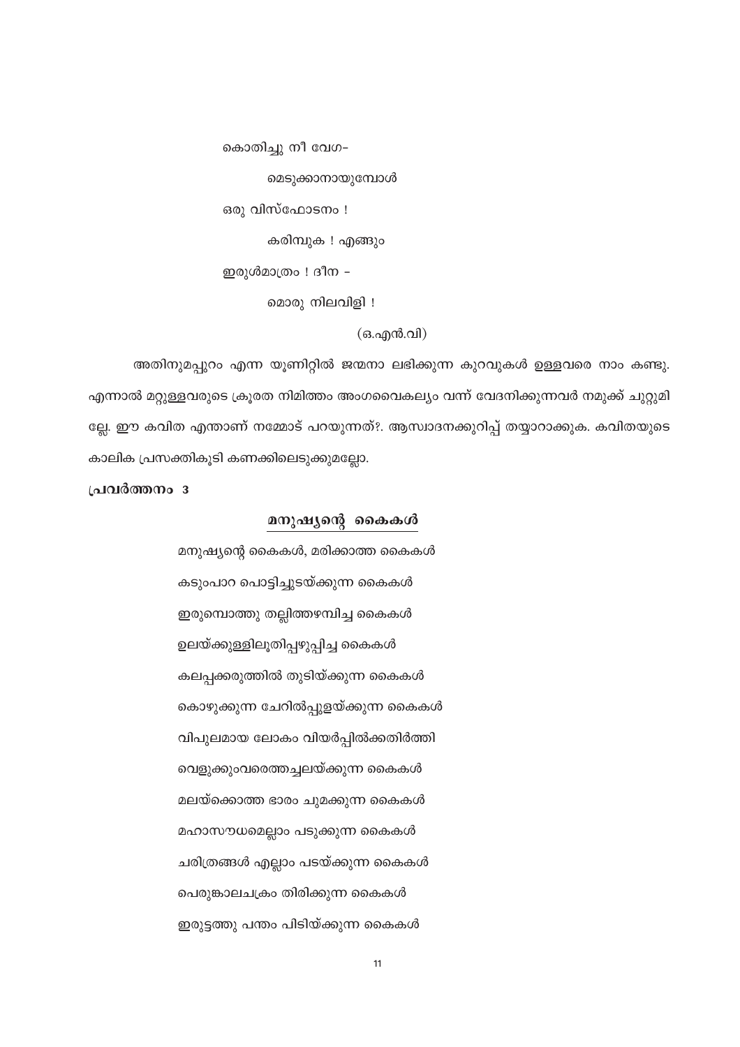കൊതിച്ചു നീ വേഗ–

മെടുക്കാനായുമ്പോൾ

ഒരു വിസ്ഫോടനം !

കരിമ്പുക ! എങ്ങും

ഇരുൾമാത്രം ! ദീന –

മൊരു നിലവിളി !

(ഒ.എൻ.വി)

അതിനുമപ്പുറം എന്ന യൂണിറ്റിൽ ജന്മനാ ലഭിക്കുന്ന കുറവുകൾ ഉള്ളവരെ നാം കണ്ടു. എന്നാൽ മറ്റുള്ളവരുടെ ക്രൂരത നിമിത്തം അംഗവൈകല്യം വന്ന് വേദനിക്കുന്നവർ നമുക്ക് ചുറ്റുമില്ലേ. ഈ കവിത എന്താണ് നമ്മോട് പറയുന്നത്?. ആസ്വാദനക്കുറിപ്പ് തയ്യാറാക്കുക. കവിതയുടെ കാലിക പ്രസക്തികൂടി കണക്കിലെടുക്കുമല്ലോ.

**പ്രവർത്തനം 3**

## മനുഷ്യന്റെ കൈകൾ

മനുഷ്യന്റെ കൈകൾ, മരിക്കാത്ത കൈകൾ

കടുംപാറ പൊട്ടിച്ചുടയ്ക്കുന്ന കൈകൾ

ഇരുമ്പൊത്തു തല്ലിത്തഴമ്പിച്ച കൈകൾ

ഉലയ്ക്കുള്ളിലൂതിപ്പഴുപ്പിച്ച കൈകൾ

കലപ്പക്കരുത്തിൽ തുടിയ്ക്കുന്ന കൈകൾ

കൊഴുക്കുന്ന ചേറിൽപ്പുളയ്ക്കുന്ന കൈകൾ

വിപുലമായ ലോകം വിയർപ്പിൽക്കതിർത്തി

വെളുക്കുംവരെത്തച്ചലയ്ക്കുന്ന കൈകൾ

മലയ്ക്കൊത്ത ഭാരം ചുമക്കുന്ന കൈകൾ

മഹാസൗധമെല്ലാം പടുക്കുന്ന കൈകൾ

ചരിത്രങ്ങൾ എല്ലാം പടയ്ക്കുന്ന കൈകൾ

പെരുങ്കാലചക്രം തിരിക്കുന്ന കൈകൾ

ഇരുട്ടത്തു പന്തം പിടിയ്ക്കുന്ന കൈകൾ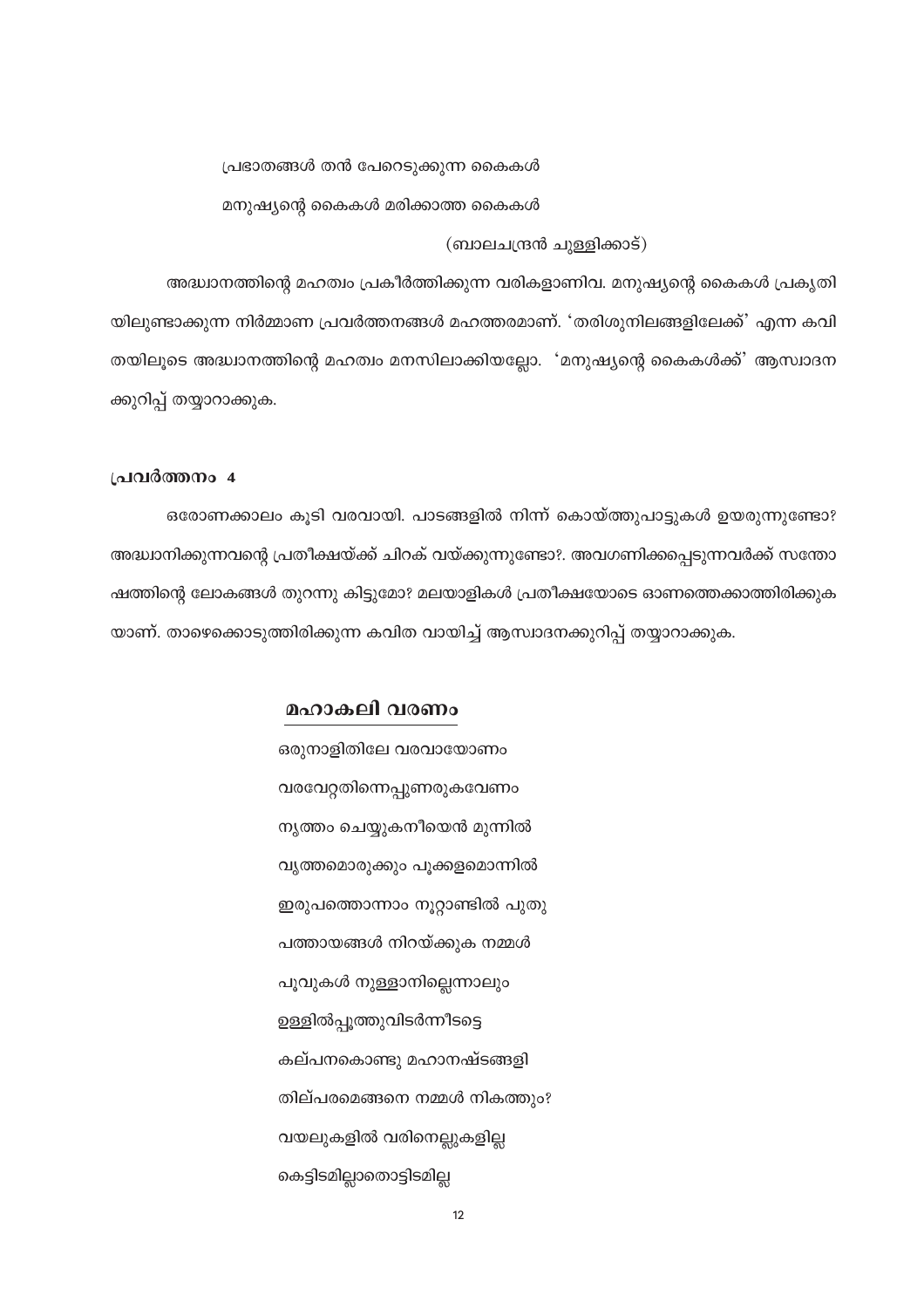പ്രഭാതങ്ങൾ തൻ പേറെടുക്കുന്ന കൈകൾ

മനുഷ്യന്റെ കൈകൾ മരിക്കാത്ത കൈകൾ

(ബാലചന്ദ്രൻ ചുള്ളിക്കാട്)

അദ്ധ്വാനത്തിന്റെ മഹത്വം പ്രകീർത്തിക്കുന്ന വരികളാണിവ. മനുഷ്യന്റെ കൈകൾ പ്രകൃതിയിലുണ്ടാക്കുന്ന നിർമ്മാണ പ്രവർത്തനങ്ങൾ മഹത്തരമാണ്. 'തരിശുനിലങ്ങളിലേക്ക്' എന്ന കവിതയിലൂടെ അദ്ധ്വാനത്തിന്റെ മഹത്വം മനസിലാക്കിയല്ലോ. 'മനുഷ്യന്റെ കൈകൾക്ക്' ആസ്വാദനക്കുറിപ്പ് തയ്യാറാക്കുക.

**പ്രവർത്തനം 4**

ഒരോണക്കാലം കൂടി വരവായി. പാടങ്ങളിൽ നിന്ന് കൊയ്ത്തുപാട്ടുകൾ ഉയരുന്നുണ്ടോ? അദ്ധ്വാനിക്കുന്നവന്റെ പ്രതീക്ഷയ്ക്ക് ചിറക് വയ്ക്കുന്നുണ്ടോ?. അവഗണിക്കപ്പെടുന്നവർക്ക് സന്തോഷത്തിന്റെ ലോകങ്ങൾ തുറന്നു കിട്ടുമോ? മലയാളികൾ പ്രതീക്ഷയോടെ ഓണത്തെക്കാത്തിരിക്കുകയാണ്. താഴെക്കൊടുത്തിരിക്കുന്ന കവിത വായിച്ച് ആസ്വാദനക്കുറിപ്പ് തയ്യാറാക്കുക.

## മഹാകലി വരണം

ഒരുനാളിതിലേ വരവായോണം

വരവേറ്റതിന്നെപ്പുണരുകവേണം

നൃത്തം ചെയ്യുകനീയെൻ മുന്നിൽ

വൃത്തമൊരുക്കും പൂക്കളമൊന്നിൽ

ഇരുപത്തൊന്നാം നൂറ്റാണ്ടിൽ പുതു

പത്തായങ്ങൾ നിറയ്ക്കുക നമ്മൾ

പൂവുകൾ നുള്ളാനില്ലെന്നാലും

ഉള്ളിൽപ്പൂത്തുവിടർന്നീടട്ടെ

കല്പനകൊണ്ടു മഹാനഷ്ടങ്ങളി

തില്പരമെങ്ങനെ നമ്മൾ നികത്തും?

വയലുകളിൽ വരിനെല്ലുകളില്ല

കെട്ടിടമില്ലാതൊട്ടിടമില്ല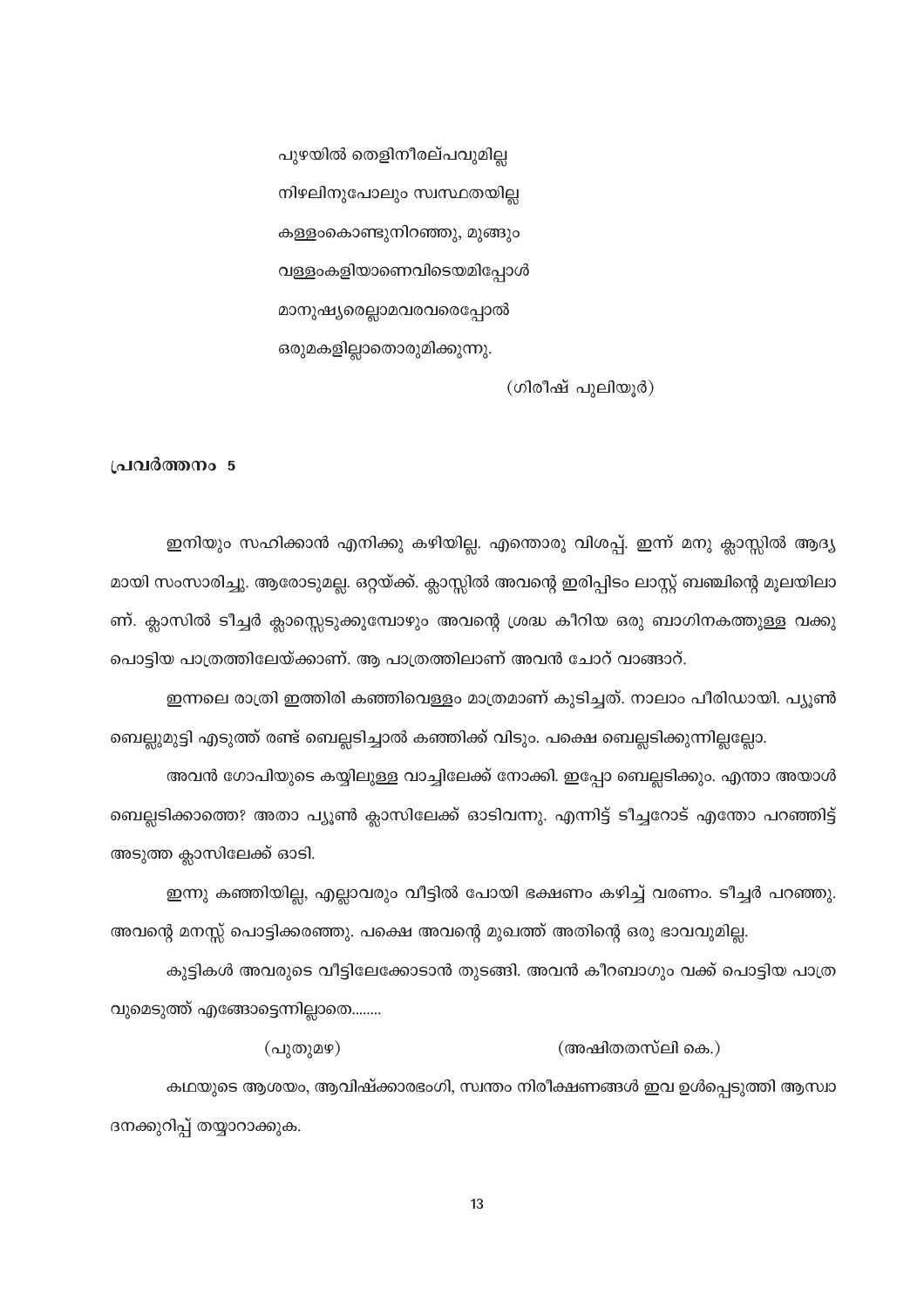പുഴയിൽ തെളിനീരല്പവുമില്ല
നിഴലിനുപോലും സ്വസ്ഥതയില്ല
കള്ളംകൊണ്ടുനിറഞ്ഞു, മുങ്ങും
വള്ളംകളിയാണെവിടെയമിപ്പോൾ
മാനുഷ്യരെല്ലാമവരവരെപ്പോൽ
ഒരുമകളില്ലാതൊരുമിക്കുന്നു.

(ഗിരീഷ് പുലിയൂർ)

**പ്രവർത്തനം 5**

ഇനിയും സഹിക്കാൻ എനിക്കു കഴിയില്ല. എന്തൊരു വിശപ്പ്. ഇന്ന് മനു ക്ലാസ്സിൽ ആദ്യമായി സംസാരിച്ചു. ആരോടുമല്ല. ഒറ്റയ്ക്ക്. ക്ലാസ്സിൽ അവന്റെ ഇരിപ്പിടം ലാസ്റ്റ് ബഞ്ചിന്റെ മൂലയിലാണ്. ക്ലാസിൽ ടീച്ചർ ക്ലാസ്സെടുക്കുമ്പോഴും അവന്റെ ശ്രദ്ധ കീറിയ ഒരു ബാഗിനകത്തുള്ള വക്കു പൊട്ടിയ പാത്രത്തിലേയ്ക്കാണ്. ആ പാത്രത്തിലാണ് അവൻ ചോറ് വാങ്ങാറ്.

ഇന്നലെ രാത്രി ഇത്തിരി കഞ്ഞിവെള്ളം മാത്രമാണ് കുടിച്ചത്. നാലാം പീരിഡായി. പ്യൂൺ ബെല്ലുമുട്ടി എടുത്ത് രണ്ട് ബെല്ലടിച്ചാൽ കഞ്ഞിക്ക് വിടും. പക്ഷെ ബെല്ലടിക്കുന്നില്ലല്ലോ.

അവൻ ഗോപിയുടെ കയ്യിലുള്ള വാച്ചിലേക്ക് നോക്കി. ഇപ്പോ ബെല്ലടിക്കും. എന്താ അയാൾ ബെല്ലടിക്കാത്തെ? അതാ പ്യൂൺ ക്ലാസിലേക്ക് ഓടിവന്നു. എന്നിട്ട് ടീച്ചറോട് എന്തോ പറഞ്ഞിട്ട് അടുത്ത ക്ലാസിലേക്ക് ഓടി.

ഇന്നു കഞ്ഞിയില്ല, എല്ലാവരും വീട്ടിൽ പോയി ഭക്ഷണം കഴിച്ച് വരണം. ടീച്ചർ പറഞ്ഞു. അവന്റെ മനസ്സ് പൊട്ടിക്കരഞ്ഞു. പക്ഷെ അവന്റെ മുഖത്ത് അതിന്റെ ഒരു ഭാവവുമില്ല.

കുട്ടികൾ അവരുടെ വീട്ടിലേക്കോടാൻ തുടങ്ങി. അവൻ കീറബാഗും വക്ക് പൊട്ടിയ പാത്രവുമെടുത്ത് എങ്ങോട്ടെന്നില്ലാതെ........

(പുതുമഴ) (അഷിതതസ്‌ലി കെ.)

കഥയുടെ ആശയം, ആവിഷ്ക്കാരഭംഗി, സ്വന്തം നിരീക്ഷണങ്ങൾ ഇവ ഉൾപ്പെടുത്തി ആസ്വാദനക്കുറിപ്പ് തയ്യാറാക്കുക.